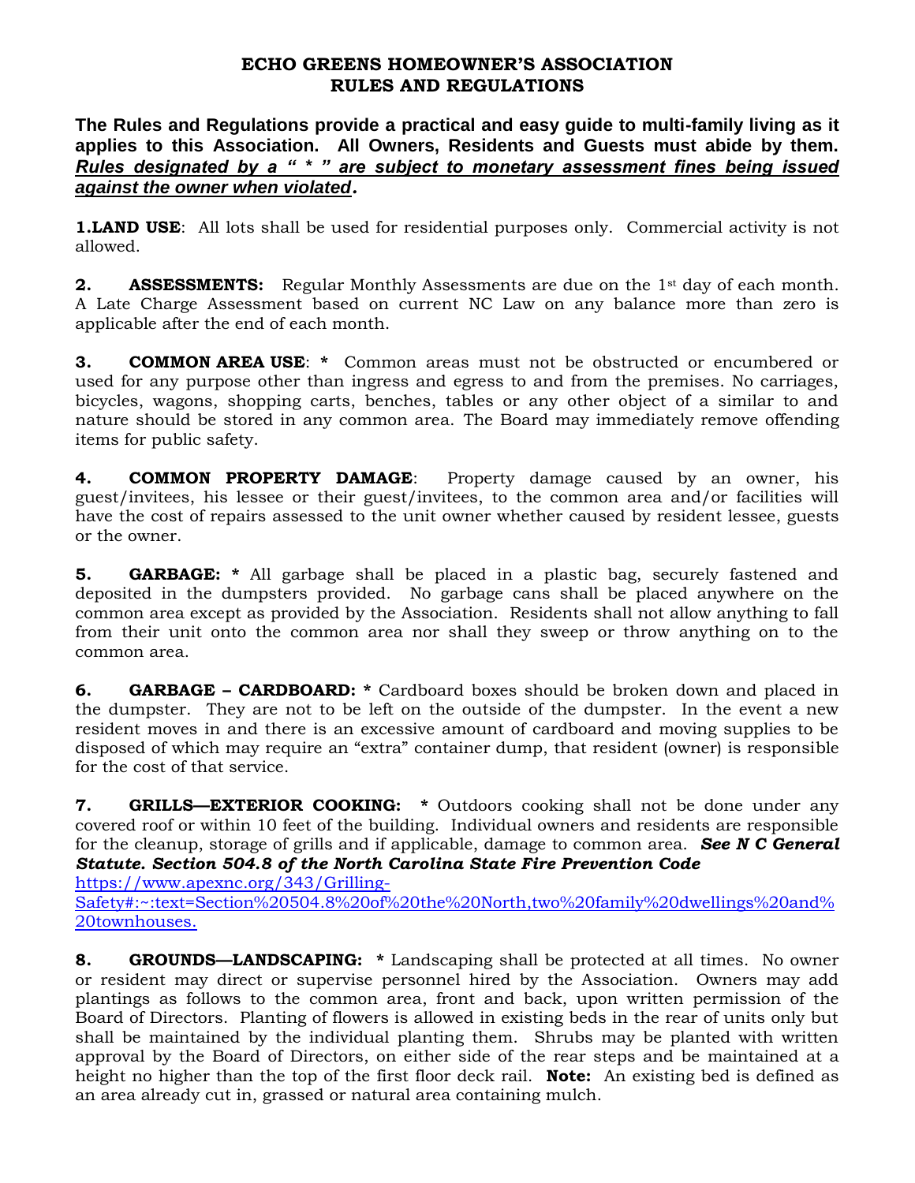# ECHO GREENS HOMEOWNER'S ASSOCIATION
# RULES AND REGULATIONS

**The Rules and Regulations provide a practical and easy guide to multi-family living as it applies to this Association. All Owners, Residents and Guests must abide by them. *Rules designated by a " * " are subject to monetary assessment fines being issued against the owner when violated*.**

**1. LAND USE**: All lots shall be used for residential purposes only. Commercial activity is not allowed.

**2. ASSESSMENTS:** Regular Monthly Assessments are due on the 1st day of each month. A Late Charge Assessment based on current NC Law on any balance more than zero is applicable after the end of each month.

**3. COMMON AREA USE**: **\*** Common areas must not be obstructed or encumbered or used for any purpose other than ingress and egress to and from the premises. No carriages, bicycles, wagons, shopping carts, benches, tables or any other object of a similar to and nature should be stored in any common area. The Board may immediately remove offending items for public safety.

**4. COMMON PROPERTY DAMAGE**: Property damage caused by an owner, his guest/invitees, his lessee or their guest/invitees, to the common area and/or facilities will have the cost of repairs assessed to the unit owner whether caused by resident lessee, guests or the owner.

**5. GARBAGE: \*** All garbage shall be placed in a plastic bag, securely fastened and deposited in the dumpsters provided. No garbage cans shall be placed anywhere on the common area except as provided by the Association. Residents shall not allow anything to fall from their unit onto the common area nor shall they sweep or throw anything on to the common area.

**6. GARBAGE – CARDBOARD: \*** Cardboard boxes should be broken down and placed in the dumpster. They are not to be left on the outside of the dumpster. In the event a new resident moves in and there is an excessive amount of cardboard and moving supplies to be disposed of which may require an "extra" container dump, that resident (owner) is responsible for the cost of that service.

**7. GRILLS—EXTERIOR COOKING: \*** Outdoors cooking shall not be done under any covered roof or within 10 feet of the building. Individual owners and residents are responsible for the cleanup, storage of grills and if applicable, damage to common area. ***See N C General Statute. Section 504.8 of the North Carolina State Fire Prevention Code***
https://www.apexnc.org/343/Grilling-Safety#:~:text=Section%20504.8%20of%20the%20North,two%20family%20dwellings%20and%20townhouses.

**8. GROUNDS—LANDSCAPING: \*** Landscaping shall be protected at all times. No owner or resident may direct or supervise personnel hired by the Association. Owners may add plantings as follows to the common area, front and back, upon written permission of the Board of Directors. Planting of flowers is allowed in existing beds in the rear of units only but shall be maintained by the individual planting them. Shrubs may be planted with written approval by the Board of Directors, on either side of the rear steps and be maintained at a height no higher than the top of the first floor deck rail. **Note:** An existing bed is defined as an area already cut in, grassed or natural area containing mulch.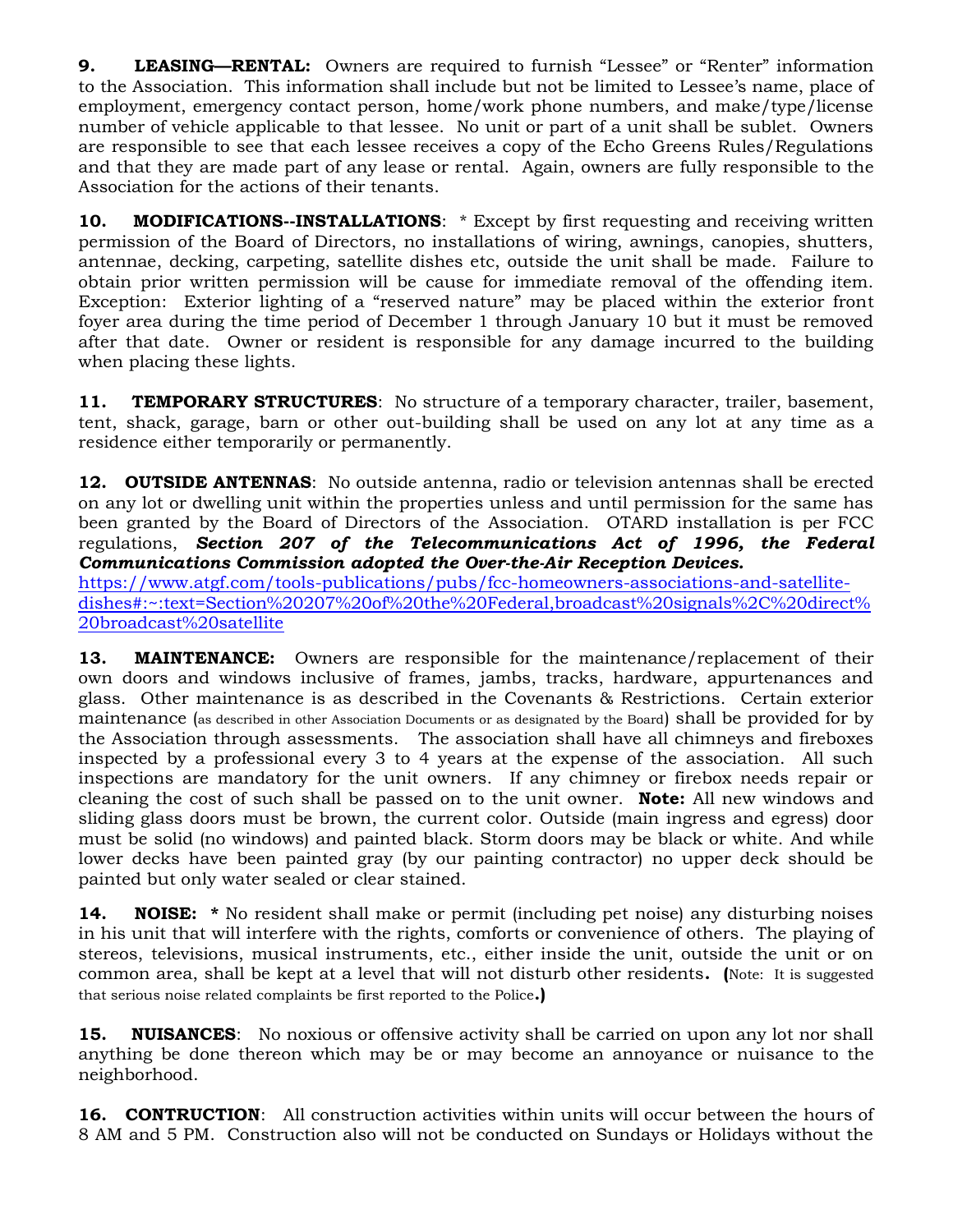**9. LEASING—RENTAL:** Owners are required to furnish "Lessee" or "Renter" information to the Association. This information shall include but not be limited to Lessee's name, place of employment, emergency contact person, home/work phone numbers, and make/type/license number of vehicle applicable to that lessee. No unit or part of a unit shall be sublet. Owners are responsible to see that each lessee receives a copy of the Echo Greens Rules/Regulations and that they are made part of any lease or rental. Again, owners are fully responsible to the Association for the actions of their tenants.

**10. MODIFICATIONS--INSTALLATIONS**: * Except by first requesting and receiving written permission of the Board of Directors, no installations of wiring, awnings, canopies, shutters, antennae, decking, carpeting, satellite dishes etc, outside the unit shall be made. Failure to obtain prior written permission will be cause for immediate removal of the offending item. Exception: Exterior lighting of a "reserved nature" may be placed within the exterior front foyer area during the time period of December 1 through January 10 but it must be removed after that date. Owner or resident is responsible for any damage incurred to the building when placing these lights.

**11. TEMPORARY STRUCTURES**: No structure of a temporary character, trailer, basement, tent, shack, garage, barn or other out-building shall be used on any lot at any time as a residence either temporarily or permanently.

**12. OUTSIDE ANTENNAS**: No outside antenna, radio or television antennas shall be erected on any lot or dwelling unit within the properties unless and until permission for the same has been granted by the Board of Directors of the Association. OTARD installation is per FCC regulations, ***Section 207 of the Telecommunications Act of 1996, the Federal Communications Commission adopted the Over-the-Air Reception Devices.***
https://www.atgf.com/tools-publications/pubs/fcc-homeowners-associations-and-satellite-dishes#:~:text=Section%20207%20of%20the%20Federal,broadcast%20signals%2C%20direct%20broadcast%20satellite

**13. MAINTENANCE:** Owners are responsible for the maintenance/replacement of their own doors and windows inclusive of frames, jambs, tracks, hardware, appurtenances and glass. Other maintenance is as described in the Covenants & Restrictions. Certain exterior maintenance (as described in other Association Documents or as designated by the Board) shall be provided for by the Association through assessments. The association shall have all chimneys and fireboxes inspected by a professional every 3 to 4 years at the expense of the association. All such inspections are mandatory for the unit owners. If any chimney or firebox needs repair or cleaning the cost of such shall be passed on to the unit owner. **Note:** All new windows and sliding glass doors must be brown, the current color. Outside (main ingress and egress) door must be solid (no windows) and painted black. Storm doors may be black or white. And while lower decks have been painted gray (by our painting contractor) no upper deck should be painted but only water sealed or clear stained.

**14. NOISE: *** No resident shall make or permit (including pet noise) any disturbing noises in his unit that will interfere with the rights, comforts or convenience of others. The playing of stereos, televisions, musical instruments, etc., either inside the unit, outside the unit or on common area, shall be kept at a level that will not disturb other residents. **(**Note: It is suggested that serious noise related complaints be first reported to the Police**.)**

**15. NUISANCES**: No noxious or offensive activity shall be carried on upon any lot nor shall anything be done thereon which may be or may become an annoyance or nuisance to the neighborhood.

**16. CONTRUCTION**: All construction activities within units will occur between the hours of 8 AM and 5 PM. Construction also will not be conducted on Sundays or Holidays without the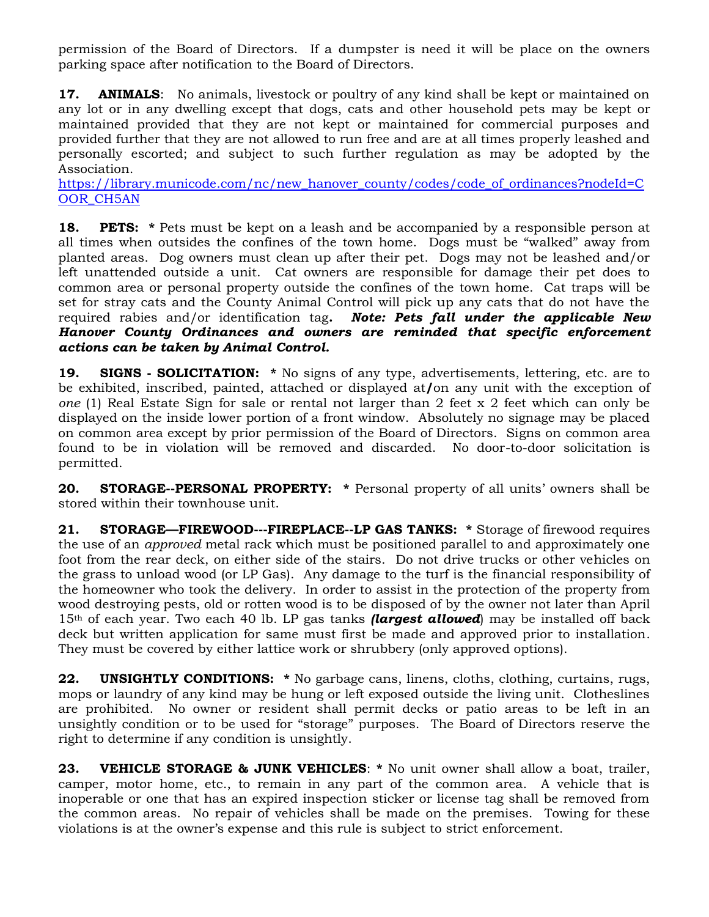permission of the Board of Directors. If a dumpster is need it will be place on the owners parking space after notification to the Board of Directors.

**17. ANIMALS**: No animals, livestock or poultry of any kind shall be kept or maintained on any lot or in any dwelling except that dogs, cats and other household pets may be kept or maintained provided that they are not kept or maintained for commercial purposes and provided further that they are not allowed to run free and are at all times properly leashed and personally escorted; and subject to such further regulation as may be adopted by the Association.
[https://library.municode.com/nc/new_hanover_county/codes/code_of_ordinances?nodeId=COOR_CH5AN](https://library.municode.com/nc/new_hanover_county/codes/code_of_ordinances?nodeId=COOR_CH5AN)

**18. PETS:** * Pets must be kept on a leash and be accompanied by a responsible person at all times when outsides the confines of the town home. Dogs must be "walked" away from planted areas. Dog owners must clean up after their pet. Dogs may not be leashed and/or left unattended outside a unit. Cat owners are responsible for damage their pet does to common area or personal property outside the confines of the town home. Cat traps will be set for stray cats and the County Animal Control will pick up any cats that do not have the required rabies and/or identification tag**.** ***Note: Pets fall under the applicable New Hanover County Ordinances and owners are reminded that specific enforcement actions can be taken by Animal Control.***

**19. SIGNS - SOLICITATION:** * No signs of any type, advertisements, lettering, etc. are to be exhibited, inscribed, painted, attached or displayed at**/**on any unit with the exception of *one* (1) Real Estate Sign for sale or rental not larger than 2 feet x 2 feet which can only be displayed on the inside lower portion of a front window. Absolutely no signage may be placed on common area except by prior permission of the Board of Directors. Signs on common area found to be in violation will be removed and discarded. No door-to-door solicitation is permitted.

**20. STORAGE--PERSONAL PROPERTY:** * Personal property of all units' owners shall be stored within their townhouse unit.

**21. STORAGE—FIREWOOD---FIREPLACE--LP GAS TANKS:** * Storage of firewood requires the use of an *approved* metal rack which must be positioned parallel to and approximately one foot from the rear deck, on either side of the stairs. Do not drive trucks or other vehicles on the grass to unload wood (or LP Gas). Any damage to the turf is the financial responsibility of the homeowner who took the delivery. In order to assist in the protection of the property from wood destroying pests, old or rotten wood is to be disposed of by the owner not later than April 15th of each year. Two each 40 lb. LP gas tanks ***(largest allowed***) may be installed off back deck but written application for same must first be made and approved prior to installation. They must be covered by either lattice work or shrubbery (only approved options).

**22. UNSIGHTLY CONDITIONS:** * No garbage cans, linens, cloths, clothing, curtains, rugs, mops or laundry of any kind may be hung or left exposed outside the living unit. Clotheslines are prohibited. No owner or resident shall permit decks or patio areas to be left in an unsightly condition or to be used for "storage" purposes. The Board of Directors reserve the right to determine if any condition is unsightly.

**23. VEHICLE STORAGE & JUNK VEHICLES**: * No unit owner shall allow a boat, trailer, camper, motor home, etc., to remain in any part of the common area. A vehicle that is inoperable or one that has an expired inspection sticker or license tag shall be removed from the common areas. No repair of vehicles shall be made on the premises. Towing for these violations is at the owner's expense and this rule is subject to strict enforcement.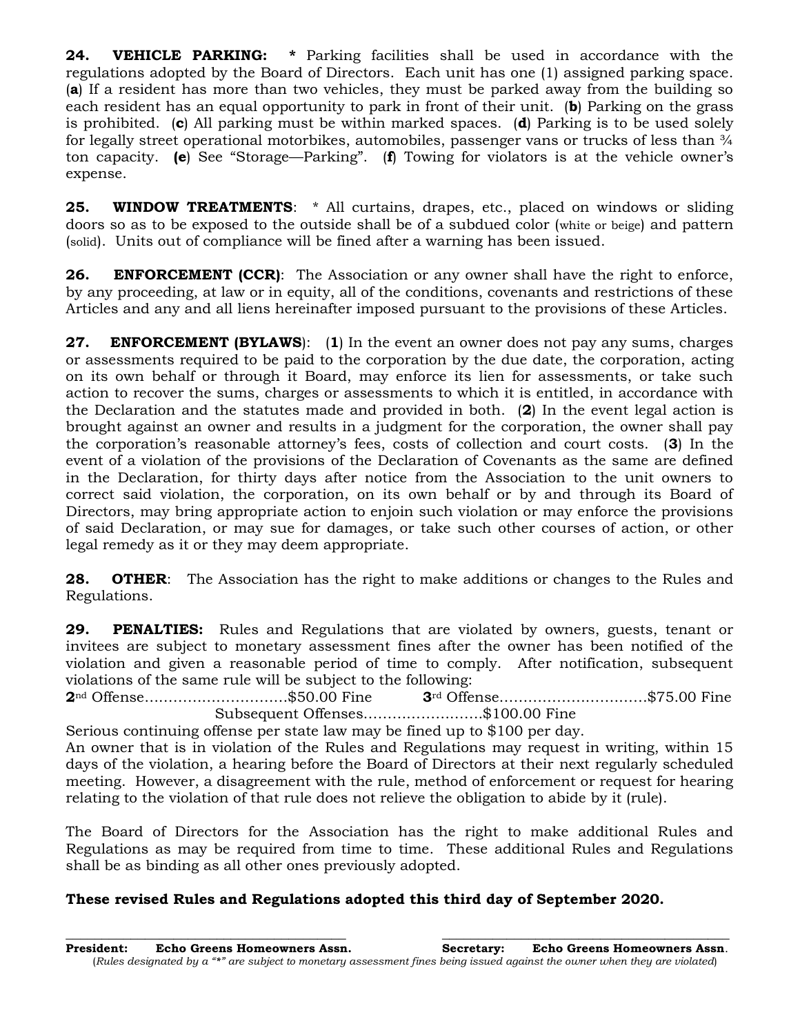**24. VEHICLE PARKING: *** Parking facilities shall be used in accordance with the regulations adopted by the Board of Directors. Each unit has one (1) assigned parking space. (**a**) If a resident has more than two vehicles, they must be parked away from the building so each resident has an equal opportunity to park in front of their unit. (**b**) Parking on the grass is prohibited. (**c**) All parking must be within marked spaces. (**d**) Parking is to be used solely for legally street operational motorbikes, automobiles, passenger vans or trucks of less than ¾ ton capacity. **(e**) See "Storage—Parking". (**f**) Towing for violators is at the vehicle owner's expense.

**25. WINDOW TREATMENTS**: * All curtains, drapes, etc., placed on windows or sliding doors so as to be exposed to the outside shall be of a subdued color (white or beige) and pattern (solid). Units out of compliance will be fined after a warning has been issued.

**26. ENFORCEMENT (CCR)**: The Association or any owner shall have the right to enforce, by any proceeding, at law or in equity, all of the conditions, covenants and restrictions of these Articles and any and all liens hereinafter imposed pursuant to the provisions of these Articles.

**27. ENFORCEMENT (BYLAWS**): (**1**) In the event an owner does not pay any sums, charges or assessments required to be paid to the corporation by the due date, the corporation, acting on its own behalf or through it Board, may enforce its lien for assessments, or take such action to recover the sums, charges or assessments to which it is entitled, in accordance with the Declaration and the statutes made and provided in both. (**2**) In the event legal action is brought against an owner and results in a judgment for the corporation, the owner shall pay the corporation's reasonable attorney's fees, costs of collection and court costs. (**3**) In the event of a violation of the provisions of the Declaration of Covenants as the same are defined in the Declaration, for thirty days after notice from the Association to the unit owners to correct said violation, the corporation, on its own behalf or by and through its Board of Directors, may bring appropriate action to enjoin such violation or may enforce the provisions of said Declaration, or may sue for damages, or take such other courses of action, or other legal remedy as it or they may deem appropriate.

**28. OTHER**: The Association has the right to make additions or changes to the Rules and Regulations.

**29. PENALTIES:** Rules and Regulations that are violated by owners, guests, tenant or invitees are subject to monetary assessment fines after the owner has been notified of the violation and given a reasonable period of time to comply. After notification, subsequent violations of the same rule will be subject to the following:

**2**nd Offense..............................$50.00 Fine **3**rd Offense...............................$75.00 Fine

Subsequent Offenses.........................$100.00 Fine

Serious continuing offense per state law may be fined up to $100 per day.

An owner that is in violation of the Rules and Regulations may request in writing, within 15 days of the violation, a hearing before the Board of Directors at their next regularly scheduled meeting. However, a disagreement with the rule, method of enforcement or request for hearing relating to the violation of that rule does not relieve the obligation to abide by it (rule).

The Board of Directors for the Association has the right to make additional Rules and Regulations as may be required from time to time. These additional Rules and Regulations shall be as binding as all other ones previously adopted.

**These revised Rules and Regulations adopted this third day of September 2020.**

\_\_\_\_\_\_\_\_\_\_\_\_\_\_\_\_\_\_\_\_\_\_\_\_\_\_\_\_\_\_\_\_\_\_\_\_\_\_\_\_ \_\_\_\_\_\_\_\_\_\_\_\_\_\_\_\_\_\_\_\_\_\_\_\_\_\_\_\_\_\_\_\_\_\_\_\_\_\_\_\_

**President: Echo Greens Homeowners Assn.** **Secretary: Echo Greens Homeowners Assn**.

(*Rules designated by a "*" are subject to monetary assessment fines being issued against the owner when they are violated*)